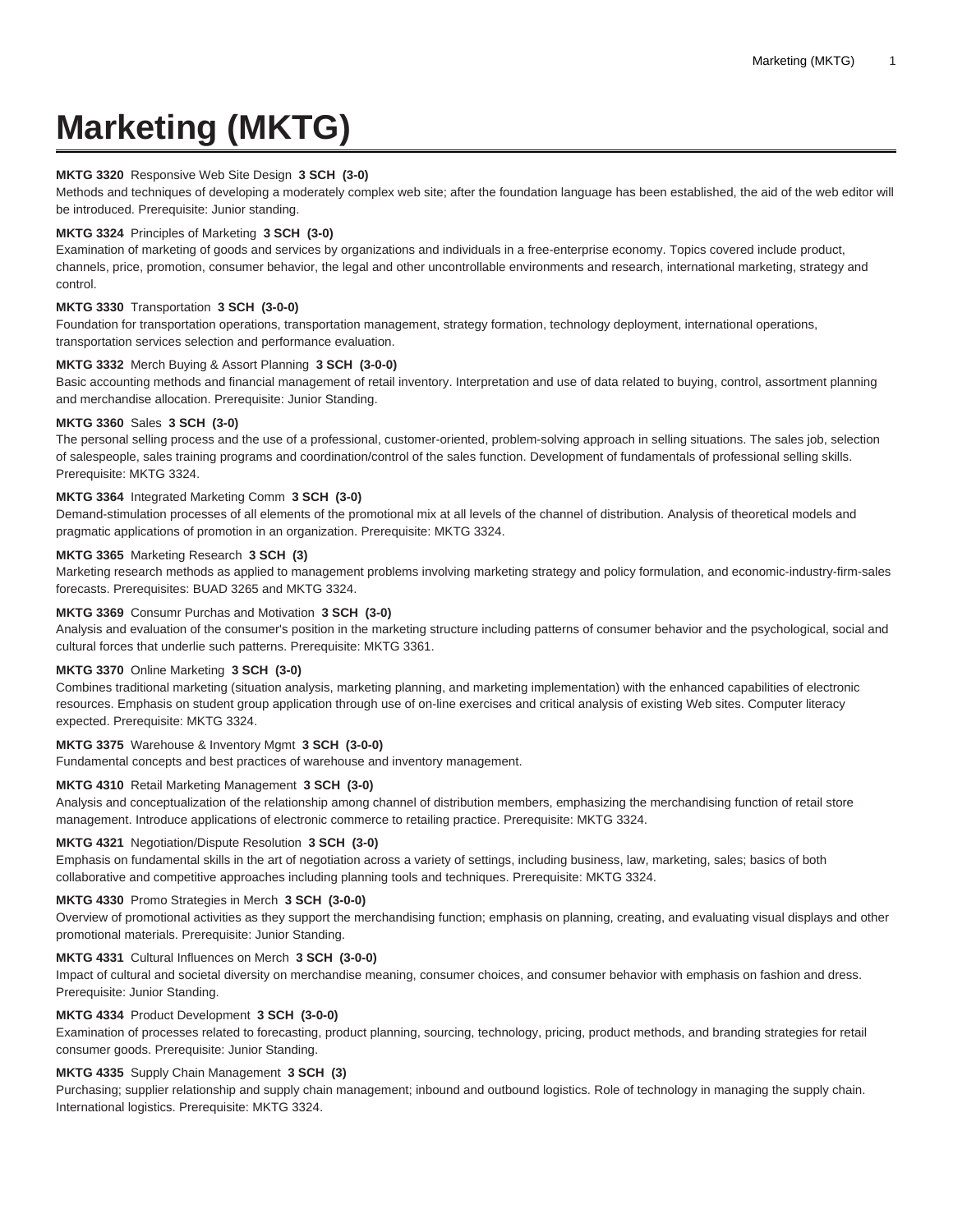# Marketing (MKTG)

**MKTG 3320** Responsive Web Site Design **3 SCH (3-0)**
Methods and techniques of developing a moderately complex web site; after the foundation language has been established, the aid of the web editor will be introduced. Prerequisite: Junior standing.

**MKTG 3324** Principles of Marketing **3 SCH (3-0)**
Examination of marketing of goods and services by organizations and individuals in a free-enterprise economy. Topics covered include product, channels, price, promotion, consumer behavior, the legal and other uncontrollable environments and research, international marketing, strategy and control.

**MKTG 3330** Transportation **3 SCH (3-0-0)**
Foundation for transportation operations, transportation management, strategy formation, technology deployment, international operations, transportation services selection and performance evaluation.

**MKTG 3332** Merch Buying & Assort Planning **3 SCH (3-0-0)**
Basic accounting methods and financial management of retail inventory. Interpretation and use of data related to buying, control, assortment planning and merchandise allocation. Prerequisite: Junior Standing.

**MKTG 3360** Sales **3 SCH (3-0)**
The personal selling process and the use of a professional, customer-oriented, problem-solving approach in selling situations. The sales job, selection of salespeople, sales training programs and coordination/control of the sales function. Development of fundamentals of professional selling skills. Prerequisite: MKTG 3324.

**MKTG 3364** Integrated Marketing Comm **3 SCH (3-0)**
Demand-stimulation processes of all elements of the promotional mix at all levels of the channel of distribution. Analysis of theoretical models and pragmatic applications of promotion in an organization. Prerequisite: MKTG 3324.

**MKTG 3365** Marketing Research **3 SCH (3)**
Marketing research methods as applied to management problems involving marketing strategy and policy formulation, and economic-industry-firm-sales forecasts. Prerequisites: BUAD 3265 and MKTG 3324.

**MKTG 3369** Consumr Purchas and Motivation **3 SCH (3-0)**
Analysis and evaluation of the consumer's position in the marketing structure including patterns of consumer behavior and the psychological, social and cultural forces that underlie such patterns. Prerequisite: MKTG 3361.

**MKTG 3370** Online Marketing **3 SCH (3-0)**
Combines traditional marketing (situation analysis, marketing planning, and marketing implementation) with the enhanced capabilities of electronic resources. Emphasis on student group application through use of on-line exercises and critical analysis of existing Web sites. Computer literacy expected. Prerequisite: MKTG 3324.

**MKTG 3375** Warehouse & Inventory Mgmt **3 SCH (3-0-0)**
Fundamental concepts and best practices of warehouse and inventory management.

**MKTG 4310** Retail Marketing Management **3 SCH (3-0)**
Analysis and conceptualization of the relationship among channel of distribution members, emphasizing the merchandising function of retail store management. Introduce applications of electronic commerce to retailing practice. Prerequisite: MKTG 3324.

**MKTG 4321** Negotiation/Dispute Resolution **3 SCH (3-0)**
Emphasis on fundamental skills in the art of negotiation across a variety of settings, including business, law, marketing, sales; basics of both collaborative and competitive approaches including planning tools and techniques. Prerequisite: MKTG 3324.

**MKTG 4330** Promo Strategies in Merch **3 SCH (3-0-0)**
Overview of promotional activities as they support the merchandising function; emphasis on planning, creating, and evaluating visual displays and other promotional materials. Prerequisite: Junior Standing.

**MKTG 4331** Cultural Influences on Merch **3 SCH (3-0-0)**
Impact of cultural and societal diversity on merchandise meaning, consumer choices, and consumer behavior with emphasis on fashion and dress. Prerequisite: Junior Standing.

**MKTG 4334** Product Development **3 SCH (3-0-0)**
Examination of processes related to forecasting, product planning, sourcing, technology, pricing, product methods, and branding strategies for retail consumer goods. Prerequisite: Junior Standing.

**MKTG 4335** Supply Chain Management **3 SCH (3)**
Purchasing; supplier relationship and supply chain management; inbound and outbound logistics. Role of technology in managing the supply chain. International logistics. Prerequisite: MKTG 3324.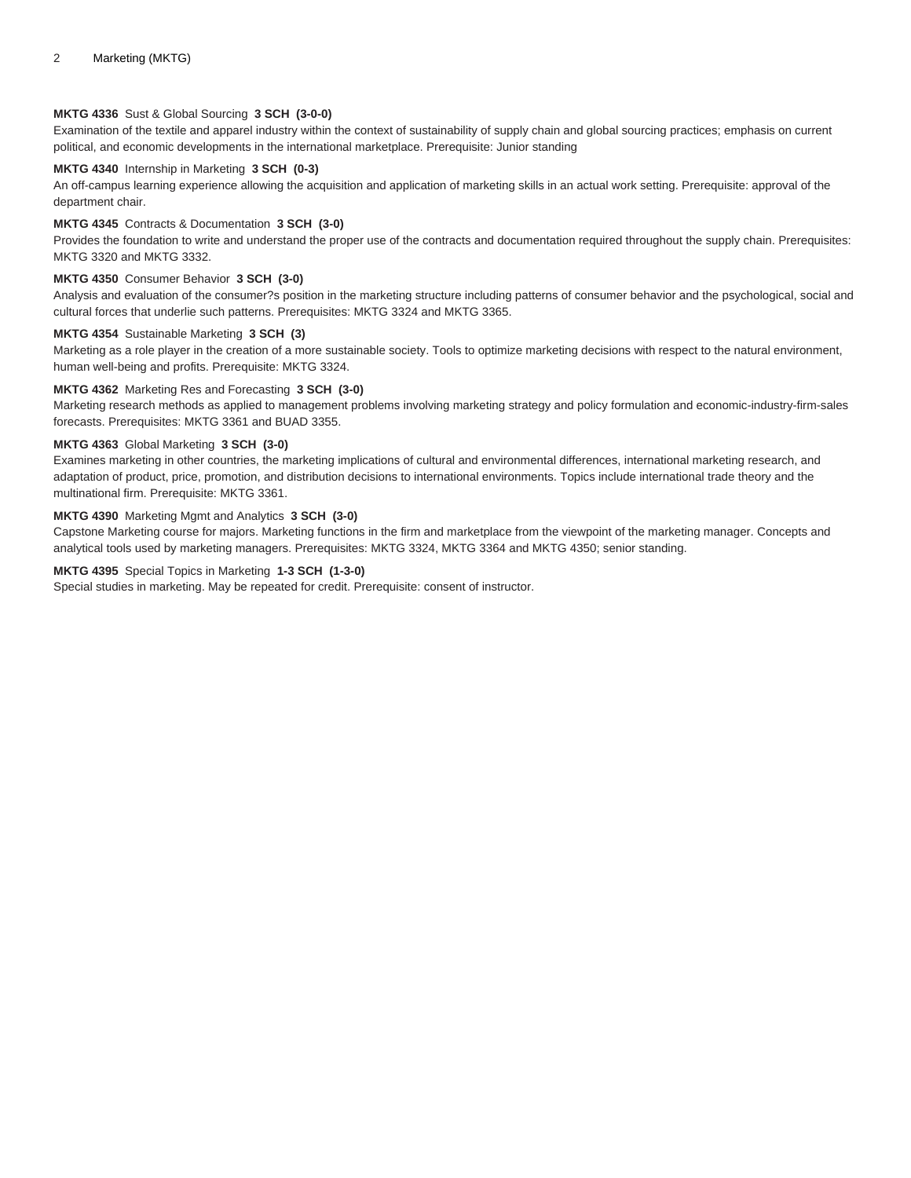**MKTG 4336** Sust & Global Sourcing **3 SCH (3-0-0)**
Examination of the textile and apparel industry within the context of sustainability of supply chain and global sourcing practices; emphasis on current political, and economic developments in the international marketplace. Prerequisite: Junior standing

**MKTG 4340** Internship in Marketing **3 SCH (0-3)**
An off-campus learning experience allowing the acquisition and application of marketing skills in an actual work setting. Prerequisite: approval of the department chair.

**MKTG 4345** Contracts & Documentation **3 SCH (3-0)**
Provides the foundation to write and understand the proper use of the contracts and documentation required throughout the supply chain. Prerequisites: MKTG 3320 and MKTG 3332.

**MKTG 4350** Consumer Behavior **3 SCH (3-0)**
Analysis and evaluation of the consumer?s position in the marketing structure including patterns of consumer behavior and the psychological, social and cultural forces that underlie such patterns. Prerequisites: MKTG 3324 and MKTG 3365.

**MKTG 4354** Sustainable Marketing **3 SCH (3)**
Marketing as a role player in the creation of a more sustainable society. Tools to optimize marketing decisions with respect to the natural environment, human well-being and profits. Prerequisite: MKTG 3324.

**MKTG 4362** Marketing Res and Forecasting **3 SCH (3-0)**
Marketing research methods as applied to management problems involving marketing strategy and policy formulation and economic-industry-firm-sales forecasts. Prerequisites: MKTG 3361 and BUAD 3355.

**MKTG 4363** Global Marketing **3 SCH (3-0)**
Examines marketing in other countries, the marketing implications of cultural and environmental differences, international marketing research, and adaptation of product, price, promotion, and distribution decisions to international environments. Topics include international trade theory and the multinational firm. Prerequisite: MKTG 3361.

**MKTG 4390** Marketing Mgmt and Analytics **3 SCH (3-0)**
Capstone Marketing course for majors. Marketing functions in the firm and marketplace from the viewpoint of the marketing manager. Concepts and analytical tools used by marketing managers. Prerequisites: MKTG 3324, MKTG 3364 and MKTG 4350; senior standing.

**MKTG 4395** Special Topics in Marketing **1-3 SCH (1-3-0)**
Special studies in marketing. May be repeated for credit. Prerequisite: consent of instructor.